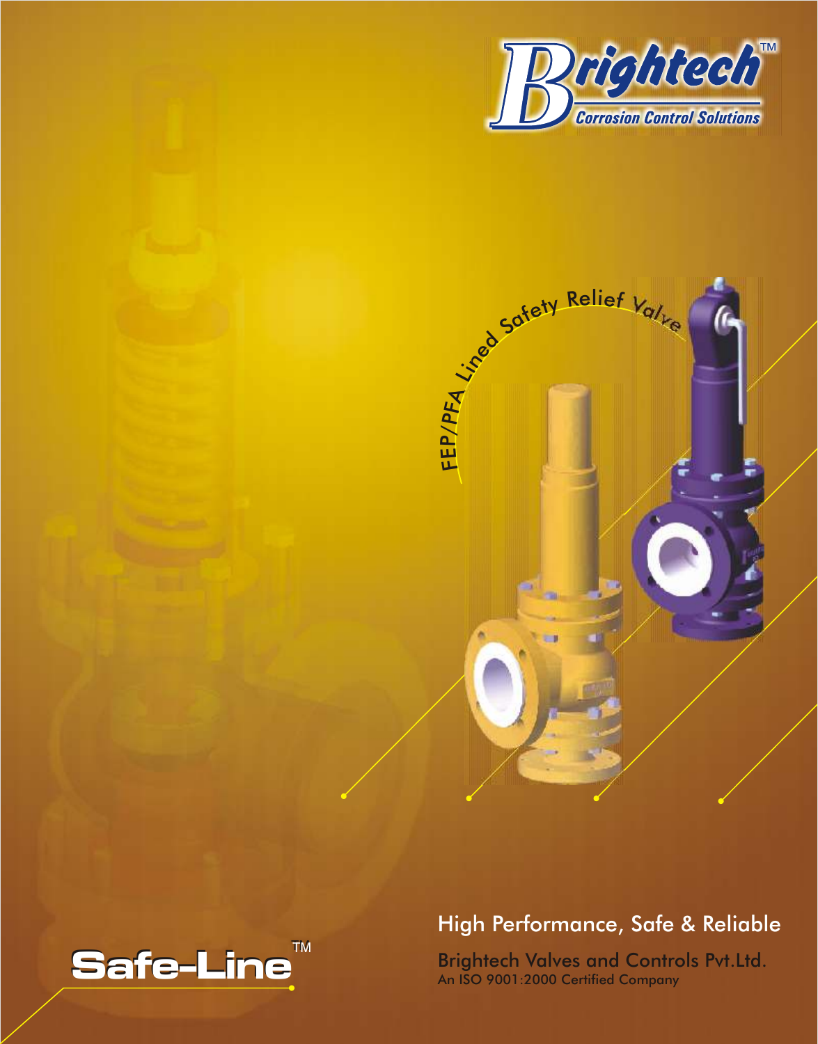Brightech™

Corrosion Control Solutions

# FEP/PFA Lined Safety Relief Valve

## High Performance, Safe & Reliable

Brightech Valves and Controls Pvt.Ltd.

An ISO 9001:2000 Certified Company

**Safe-Line™**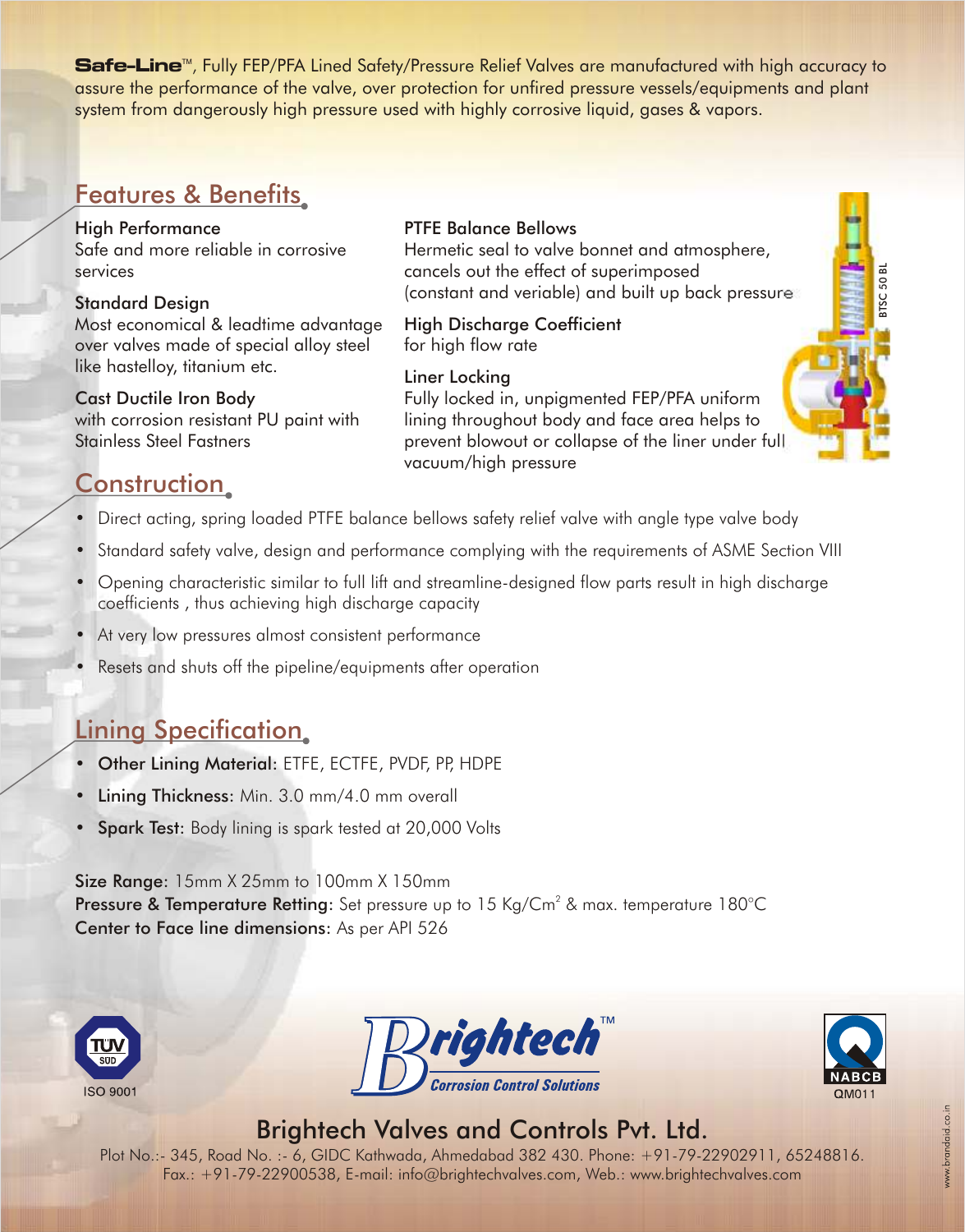**Safe-Line**™, Fully FEP/PFA Lined Safety/Pressure Relief Valves are manufactured with high accuracy to assure the performance of the valve, over protection for unfired pressure vessels/equipments and plant system from dangerously high pressure used with highly corrosive liquid, gases & vapors.

## Features & Benefits

**High Performance**
Safe and more reliable in corrosive services

**Standard Design**
Most economical & leadtime advantage over valves made of special alloy steel like hastelloy, titanium etc.

**Cast Ductile Iron Body**
with corrosion resistant PU paint with Stainless Steel Fastners

**PTFE Balance Bellows**
Hermetic seal to valve bonnet and atmosphere, cancels out the effect of superimposed (constant and veriable) and built up back pressure

**High Discharge Coefficient**
for high flow rate

**Liner Locking**
Fully locked in, unpigmented FEP/PFA uniform lining throughout body and face area helps to prevent blowout or collapse of the liner under full vacuum/high pressure

BTSC 50 BL

## Construction

- Direct acting, spring loaded PTFE balance bellows safety relief valve with angle type valve body
- Standard safety valve, design and performance complying with the requirements of ASME Section VIII
- Opening characteristic similar to full lift and streamline-designed flow parts result in high discharge coefficients , thus achieving high discharge capacity
- At very low pressures almost consistent performance
- Resets and shuts off the pipeline/equipments after operation

## Lining Specification

- **Other Lining Material**: ETFE, ECTFE, PVDF, PP, HDPE
- **Lining Thickness**: Min. 3.0 mm/4.0 mm overall
- **Spark Test**: Body lining is spark tested at 20,000 Volts

**Size Range**: 15mm X 25mm to 100mm X 150mm
**Pressure & Temperature Retting**: Set pressure up to 15 Kg/Cm$^2$ & max. temperature 180°C
**Center to Face line dimensions**: As per API 526

TÜV SÜD ISO 9001

Brightech™ Corrosion Control Solutions

NABCB QM011

## Brightech Valves and Controls Pvt. Ltd.

Plot No.:- 345, Road No. :- 6, GIDC Kathwada, Ahmedabad 382 430. Phone: +91-79-22902911, 65248816. Fax.: +91-79-22900538, E-mail: info@brightechvalves.com, Web.: www.brightechvalves.com

www.brandaid.co.in